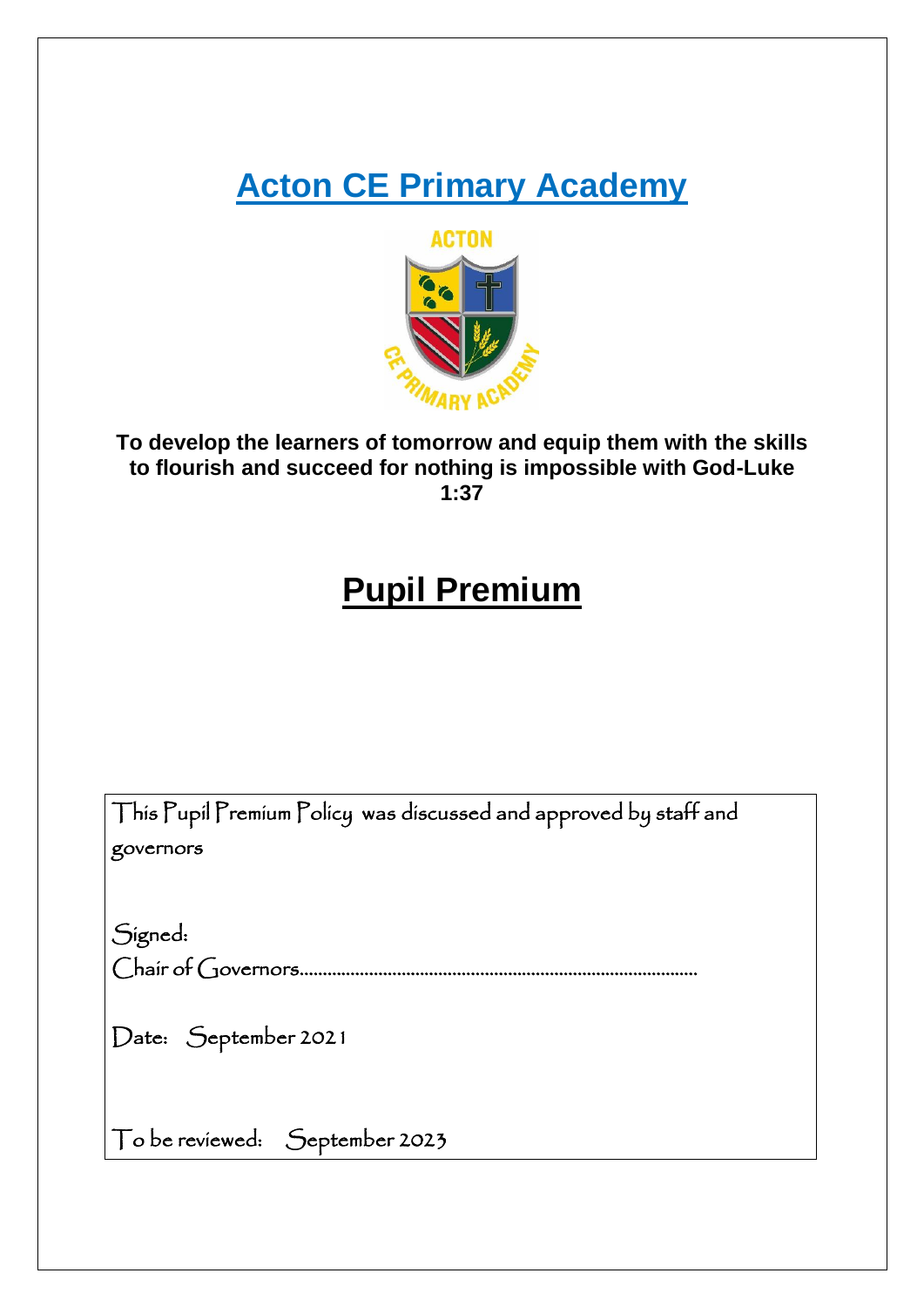# Acton CE Primary Academy

**To develop the learners of tomorrow and equip them with the skills to flourish and succeed for nothing is impossible with God-Luke 1:37**

# Pupil Premium

This Pupil Premium Policy was discussed and approved by staff and governors

Signed:
Chair of Governors…………………………………………………………………………

Date: September 2021

To be reviewed: September 2023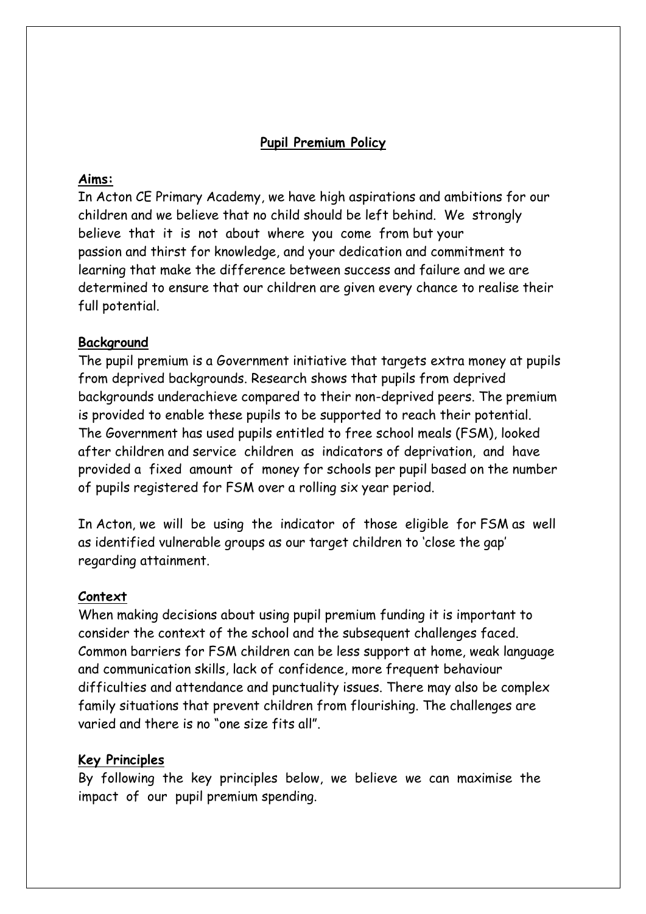## Pupil Premium Policy

### Aims:

In Acton CE Primary Academy, we have high aspirations and ambitions for our children and we believe that no child should be left behind. We strongly believe that it is not about where you come from but your passion and thirst for knowledge, and your dedication and commitment to learning that make the difference between success and failure and we are determined to ensure that our children are given every chance to realise their full potential.

### Background

The pupil premium is a Government initiative that targets extra money at pupils from deprived backgrounds. Research shows that pupils from deprived backgrounds underachieve compared to their non-deprived peers. The premium is provided to enable these pupils to be supported to reach their potential. The Government has used pupils entitled to free school meals (FSM), looked after children and service children as indicators of deprivation, and have provided a fixed amount of money for schools per pupil based on the number of pupils registered for FSM over a rolling six year period.

In Acton, we will be using the indicator of those eligible for FSM as well as identified vulnerable groups as our target children to 'close the gap' regarding attainment.

### Context

When making decisions about using pupil premium funding it is important to consider the context of the school and the subsequent challenges faced. Common barriers for FSM children can be less support at home, weak language and communication skills, lack of confidence, more frequent behaviour difficulties and attendance and punctuality issues. There may also be complex family situations that prevent children from flourishing. The challenges are varied and there is no "one size fits all".

### Key Principles

By following the key principles below, we believe we can maximise the impact of our pupil premium spending.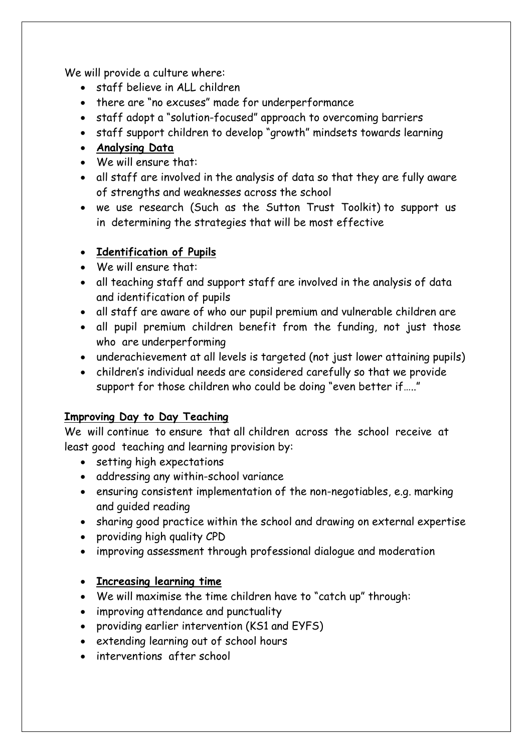We will provide a culture where:

- staff believe in ALL children
- there are "no excuses" made for underperformance
- staff adopt a "solution-focused" approach to overcoming barriers
- staff support children to develop "growth" mindsets towards learning
- **Analysing Data**
- We will ensure that:
- all staff are involved in the analysis of data so that they are fully aware of strengths and weaknesses across the school
- we use research (Such as the Sutton Trust Toolkit) to support us in determining the strategies that will be most effective

- **Identification of Pupils**
- We will ensure that:
- all teaching staff and support staff are involved in the analysis of data and identification of pupils
- all staff are aware of who our pupil premium and vulnerable children are
- all pupil premium children benefit from the funding, not just those who are underperforming
- underachievement at all levels is targeted (not just lower attaining pupils)
- children's individual needs are considered carefully so that we provide support for those children who could be doing "even better if….."

**Improving Day to Day Teaching**

We will continue to ensure that all children across the school receive at least good teaching and learning provision by:

- setting high expectations
- addressing any within-school variance
- ensuring consistent implementation of the non-negotiables, e.g. marking and guided reading
- sharing good practice within the school and drawing on external expertise
- providing high quality CPD
- improving assessment through professional dialogue and moderation

- **Increasing learning time**
- We will maximise the time children have to "catch up" through:
- improving attendance and punctuality
- providing earlier intervention (KS1 and EYFS)
- extending learning out of school hours
- interventions after school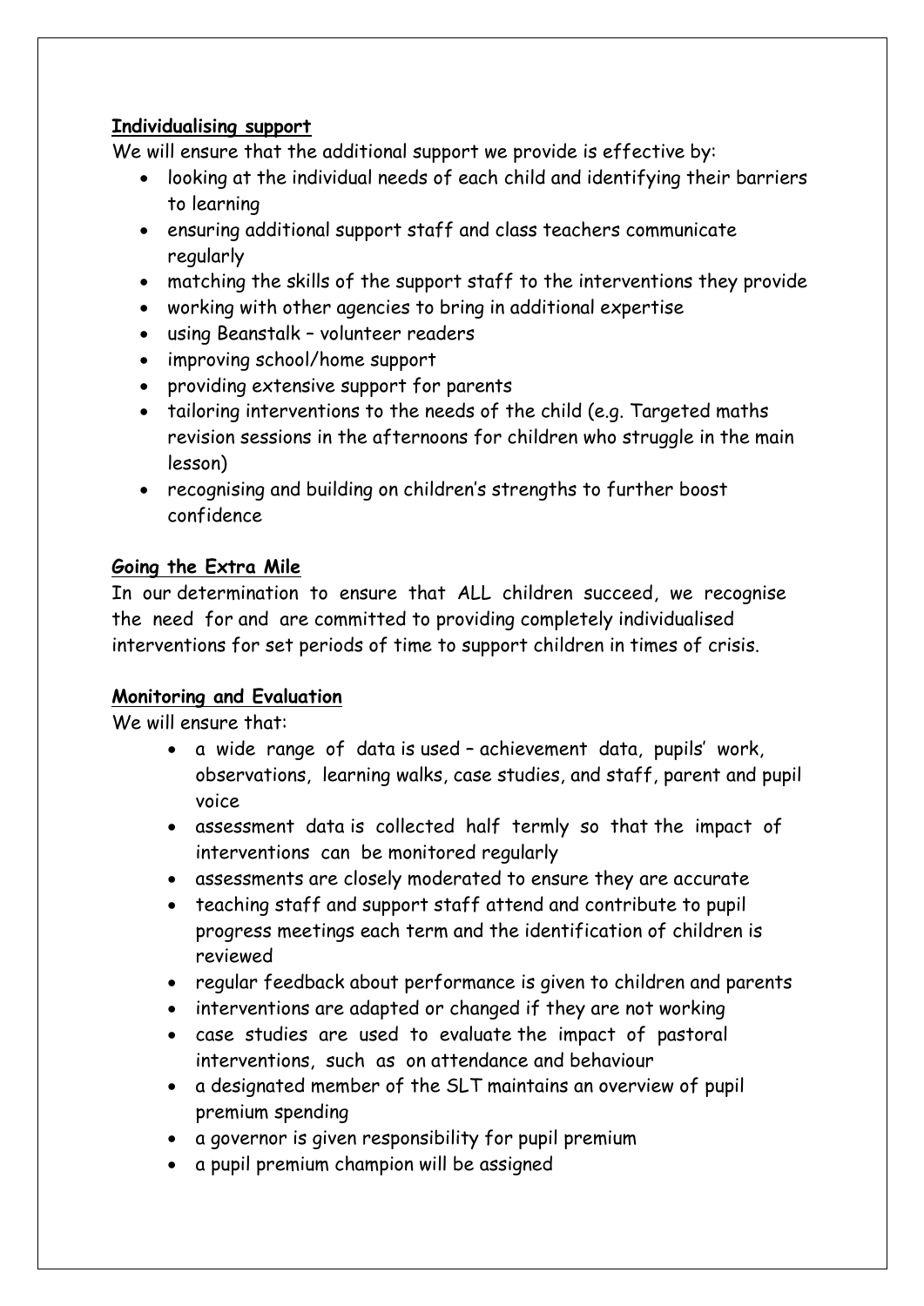**Individualising support**

We will ensure that the additional support we provide is effective by:

- looking at the individual needs of each child and identifying their barriers to learning
- ensuring additional support staff and class teachers communicate regularly
- matching the skills of the support staff to the interventions they provide
- working with other agencies to bring in additional expertise
- using Beanstalk – volunteer readers
- improving school/home support
- providing extensive support for parents
- tailoring interventions to the needs of the child (e.g. Targeted maths revision sessions in the afternoons for children who struggle in the main lesson)
- recognising and building on children's strengths to further boost confidence

**Going the Extra Mile**

In our determination to ensure that ALL children succeed, we recognise the need for and are committed to providing completely individualised interventions for set periods of time to support children in times of crisis.

**Monitoring and Evaluation**

We will ensure that:

- a wide range of data is used – achievement data, pupils' work, observations, learning walks, case studies, and staff, parent and pupil voice
- assessment data is collected half termly so that the impact of interventions can be monitored regularly
- assessments are closely moderated to ensure they are accurate
- teaching staff and support staff attend and contribute to pupil progress meetings each term and the identification of children is reviewed
- regular feedback about performance is given to children and parents
- interventions are adapted or changed if they are not working
- case studies are used to evaluate the impact of pastoral interventions, such as on attendance and behaviour
- a designated member of the SLT maintains an overview of pupil premium spending
- a governor is given responsibility for pupil premium
- a pupil premium champion will be assigned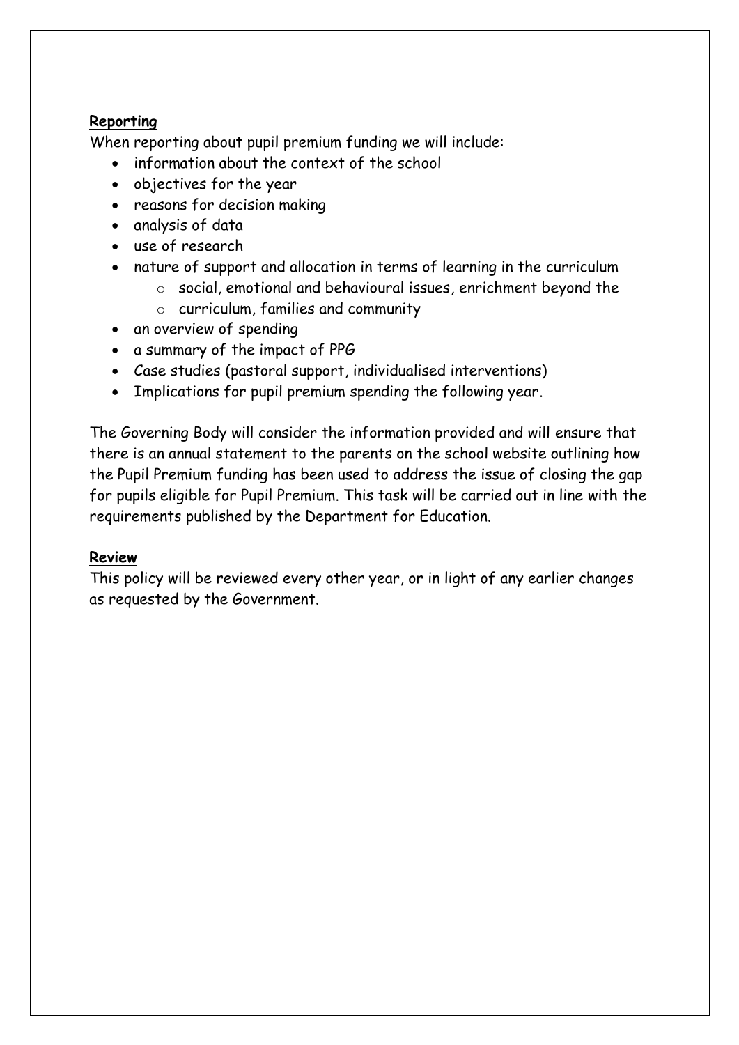## Reporting

When reporting about pupil premium funding we will include:

- information about the context of the school
- objectives for the year
- reasons for decision making
- analysis of data
- use of research
- nature of support and allocation in terms of learning in the curriculum
    - social, emotional and behavioural issues, enrichment beyond the
    - curriculum, families and community
- an overview of spending
- a summary of the impact of PPG
- Case studies (pastoral support, individualised interventions)
- Implications for pupil premium spending the following year.

The Governing Body will consider the information provided and will ensure that there is an annual statement to the parents on the school website outlining how the Pupil Premium funding has been used to address the issue of closing the gap for pupils eligible for Pupil Premium. This task will be carried out in line with the requirements published by the Department for Education.

## Review

This policy will be reviewed every other year, or in light of any earlier changes as requested by the Government.